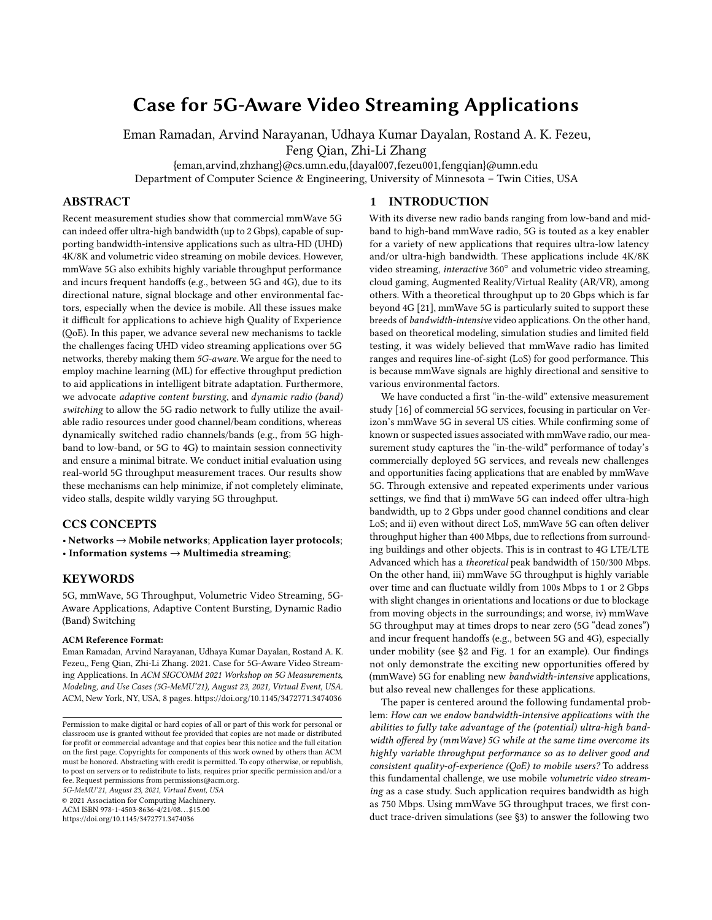# Case for 5G-Aware Video Streaming Applications

Eman Ramadan, Arvind Narayanan, Udhaya Kumar Dayalan, Rostand A. K. Fezeu, Feng Qian, Zhi-Li Zhang

{eman,arvind,zhzhang}@cs.umn.edu,{dayal007,fezeu001,fengqian}@umn.edu

Department of Computer Science & Engineering, University of Minnesota – Twin Cities, USA

## ABSTRACT

Recent measurement studies show that commercial mmWave 5G can indeed offer ultra-high bandwidth (up to 2 Gbps), capable of supporting bandwidth-intensive applications such as ultra-HD (UHD) 4K/8K and volumetric video streaming on mobile devices. However, mmWave 5G also exhibits highly variable throughput performance and incurs frequent handoffs (e.g., between 5G and 4G), due to its directional nature, signal blockage and other environmental factors, especially when the device is mobile. All these issues make it difficult for applications to achieve high Quality of Experience (QoE). In this paper, we advance several new mechanisms to tackle the challenges facing UHD video streaming applications over 5G networks, thereby making them *5G-aware*. We argue for the need to employ machine learning (ML) for effective throughput prediction to aid applications in intelligent bitrate adaptation. Furthermore, we advocate *adaptive content bursting*, and *dynamic radio (band) switching* to allow the 5G radio network to fully utilize the available radio resources under good channel/beam conditions, whereas dynamically switched radio channels/bands (e.g., from 5G high-band to low-band, or 5G to 4G) to maintain session connectivity and ensure a minimal bitrate. We conduct initial evaluation using real-world 5G throughput measurement traces. Our results show these mechanisms can help minimize, if not completely eliminate, video stalls, despite wildly varying 5G throughput.

## CCS CONCEPTS

• **Networks → Mobile networks**; **Application layer protocols**;
• **Information systems → Multimedia streaming**;

## KEYWORDS

5G, mmWave, 5G Throughput, Volumetric Video Streaming, 5G-Aware Applications, Adaptive Content Bursting, Dynamic Radio (Band) Switching

**ACM Reference Format:**

Eman Ramadan, Arvind Narayanan, Udhaya Kumar Dayalan, Rostand A. K. Fezeu,, Feng Qian, Zhi-Li Zhang. 2021. Case for 5G-Aware Video Streaming Applications. In *ACM SIGCOMM 2021 Workshop on 5G Measurements, Modeling, and Use Cases (5G-MeMU'21), August 23, 2021, Virtual Event, USA.* ACM, New York, NY, USA, 8 pages. https://doi.org/10.1145/3472771.3474036

Permission to make digital or hard copies of all or part of this work for personal or classroom use is granted without fee provided that copies are not made or distributed for profit or commercial advantage and that copies bear this notice and the full citation on the first page. Copyrights for components of this work owned by others than ACM must be honored. Abstracting with credit is permitted. To copy otherwise, or republish, to post on servers or to redistribute to lists, requires prior specific permission and/or a fee. Request permissions from permissions@acm.org.

*5G-MeMU'21, August 23, 2021, Virtual Event, USA*

© 2021 Association for Computing Machinery.

ACM ISBN 978-1-4503-8636-4/21/08…$15.00

https://doi.org/10.1145/3472771.3474036

## 1 INTRODUCTION

With its diverse new radio bands ranging from low-band and mid-band to high-band mmWave radio, 5G is touted as a key enabler for a variety of new applications that requires ultra-low latency and/or ultra-high bandwidth. These applications include 4K/8K video streaming, *interactive* 360° and volumetric video streaming, cloud gaming, Augmented Reality/Virtual Reality (AR/VR), among others. With a theoretical throughput up to 20 Gbps which is far beyond 4G [21], mmWave 5G is particularly suited to support these breeds of *bandwidth-intensive* video applications. On the other hand, based on theoretical modeling, simulation studies and limited field testing, it was widely believed that mmWave radio has limited ranges and requires line-of-sight (LoS) for good performance. This is because mmWave signals are highly directional and sensitive to various environmental factors.

We have conducted a first "in-the-wild" extensive measurement study [16] of commercial 5G services, focusing in particular on Verizon's mmWave 5G in several US cities. While confirming some of known or suspected issues associated with mmWave radio, our measurement study captures the "in-the-wild" performance of today's commercially deployed 5G services, and reveals new challenges and opportunities facing applications that are enabled by mmWave 5G. Through extensive and repeated experiments under various settings, we find that i) mmWave 5G can indeed offer ultra-high bandwidth, up to 2 Gbps under good channel conditions and clear LoS; and ii) even without direct LoS, mmWave 5G can often deliver throughput higher than 400 Mbps, due to reflections from surrounding buildings and other objects. This is in contrast to 4G LTE/LTE Advanced which has a *theoretical* peak bandwidth of 150/300 Mbps. On the other hand, iii) mmWave 5G throughput is highly variable over time and can fluctuate wildly from 100s Mbps to 1 or 2 Gbps with slight changes in orientations and locations or due to blockage from moving objects in the surroundings; and worse, iv) mmWave 5G throughput may at times drops to near zero (5G "dead zones") and incur frequent handoffs (e.g., between 5G and 4G), especially under mobility (see §2 and Fig. 1 for an example). Our findings not only demonstrate the exciting new opportunities offered by (mmWave) 5G for enabling new *bandwidth-intensive* applications, but also reveal new challenges for these applications.

The paper is centered around the following fundamental problem: *How can we endow bandwidth-intensive applications with the abilities to fully take advantage of the (potential) ultra-high bandwidth offered by (mmWave) 5G while at the same time overcome its highly variable throughput performance and so as to deliver good and consistent quality-of-experience (QoE) to mobile users?* To address this fundamental challenge, we use mobile *volumetric video streaming* as a case study. Such application requires bandwidth as high as 750 Mbps. Using mmWave 5G throughput traces, we first conduct trace-driven simulations (see §3) to answer the following two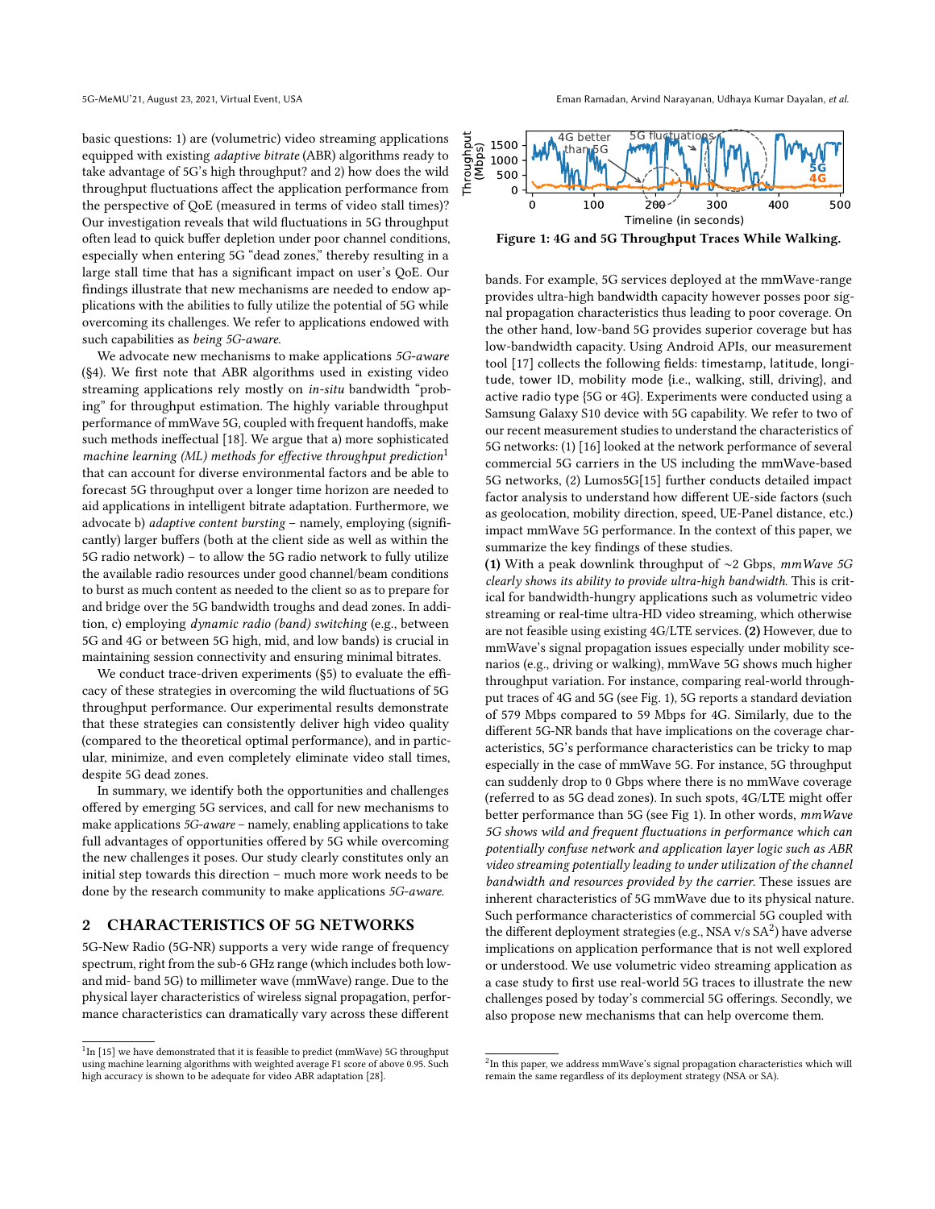basic questions: 1) are (volumetric) video streaming applications equipped with existing *adaptive bitrate* (ABR) algorithms ready to take advantage of 5G's high throughput? and 2) how does the wild throughput fluctuations affect the application performance from the perspective of QoE (measured in terms of video stall times)? Our investigation reveals that wild fluctuations in 5G throughput often lead to quick buffer depletion under poor channel conditions, especially when entering 5G "dead zones," thereby resulting in a large stall time that has a significant impact on user's QoE. Our findings illustrate that new mechanisms are needed to endow applications with the abilities to fully utilize the potential of 5G while overcoming its challenges. We refer to applications endowed with such capabilities as *being 5G-aware*.

We advocate new mechanisms to make applications *5G-aware* (§4). We first note that ABR algorithms used in existing video streaming applications rely mostly on *in-situ* bandwidth "probing" for throughput estimation. The highly variable throughput performance of mmWave 5G, coupled with frequent handoffs, make such methods ineffectual [18]. We argue that a) more sophisticated *machine learning (ML) methods for effective throughput prediction*[1] that can account for diverse environmental factors and be able to forecast 5G throughput over a longer time horizon are needed to aid applications in intelligent bitrate adaptation. Furthermore, we advocate b) *adaptive content bursting* – namely, employing (significantly) larger buffers (both at the client side as well as within the 5G radio network) – to allow the 5G radio network to fully utilize the available radio resources under good channel/beam conditions to burst as much content as needed to the client so as to prepare for and bridge over the 5G bandwidth troughs and dead zones. In addition, c) employing *dynamic radio (band) switching* (e.g., between 5G and 4G or between 5G high, mid, and low bands) is crucial in maintaining session connectivity and ensuring minimal bitrates.

We conduct trace-driven experiments (§5) to evaluate the efficacy of these strategies in overcoming the wild fluctuations of 5G throughput performance. Our experimental results demonstrate that these strategies can consistently deliver high video quality (compared to the theoretical optimal performance), and in particular, minimize, and even completely eliminate video stall times, despite 5G dead zones.

In summary, we identify both the opportunities and challenges offered by emerging 5G services, and call for new mechanisms to make applications *5G-aware* – namely, enabling applications to take full advantages of opportunities offered by 5G while overcoming the new challenges it poses. Our study clearly constitutes only an initial step towards this direction – much more work needs to be done by the research community to make applications *5G-aware*.

## 2 CHARACTERISTICS OF 5G NETWORKS

5G-New Radio (5G-NR) supports a very wide range of frequency spectrum, right from the sub-6 GHz range (which includes both low- and mid- band 5G) to millimeter wave (mmWave) range. Due to the physical layer characteristics of wireless signal propagation, performance characteristics can dramatically vary across these different bands. For example, 5G services deployed at the mmWave-range provides ultra-high bandwidth capacity however posses poor signal propagation characteristics thus leading to poor coverage. On the other hand, low-band 5G provides superior coverage but has low-bandwidth capacity. Using Android APIs, our measurement tool [17] collects the following fields: timestamp, latitude, longitude, tower ID, mobility mode {i.e., walking, still, driving}, and active radio type {5G or 4G}. Experiments were conducted using a Samsung Galaxy S10 device with 5G capability. We refer to two of our recent measurement studies to understand the characteristics of 5G networks: (1) [16] looked at the network performance of several commercial 5G carriers in the US including the mmWave-based 5G networks, (2) Lumos5G[15] further conducts detailed impact factor analysis to understand how different UE-side factors (such as geolocation, mobility direction, speed, UE-Panel distance, etc.) impact mmWave 5G performance. In the context of this paper, we summarize the key findings of these studies.

Figure 1: 4G and 5G Throughput Traces While Walking.

**(1)** With a peak downlink throughput of ∼2 Gbps, *mmWave 5G clearly shows its ability to provide ultra-high bandwidth.* This is critical for bandwidth-hungry applications such as volumetric video streaming or real-time ultra-HD video streaming, which otherwise are not feasible using existing 4G/LTE services. **(2)** However, due to mmWave's signal propagation issues especially under mobility scenarios (e.g., driving or walking), mmWave 5G shows much higher throughput variation. For instance, comparing real-world throughput traces of 4G and 5G (see Fig. 1), 5G reports a standard deviation of 579 Mbps compared to 59 Mbps for 4G. Similarly, due to the different 5G-NR bands that have implications on the coverage characteristics, 5G's performance characteristics can be tricky to map especially in the case of mmWave 5G. For instance, 5G throughput can suddenly drop to 0 Gbps where there is no mmWave coverage (referred to as 5G dead zones). In such spots, 4G/LTE might offer better performance than 5G (see Fig 1). In other words, *mmWave 5G shows wild and frequent fluctuations in performance which can potentially confuse network and application layer logic such as ABR video streaming potentially leading to under utilization of the channel bandwidth and resources provided by the carrier.* These issues are inherent characteristics of 5G mmWave due to its physical nature. Such performance characteristics of commercial 5G coupled with the different deployment strategies (e.g., NSA v/s SA[2]) have adverse implications on application performance that is not well explored or understood. We use volumetric video streaming application as a case study to first use real-world 5G traces to illustrate the new challenges posed by today's commercial 5G offerings. Secondly, we also propose new mechanisms that can help overcome them.

---

[1] In [15] we have demonstrated that it is feasible to predict (mmWave) 5G throughput using machine learning algorithms with weighted average F1 score of above 0.95. Such high accuracy is shown to be adequate for video ABR adaptation [28].

[2] In this paper, we address mmWave's signal propagation characteristics which will remain the same regardless of its deployment strategy (NSA or SA).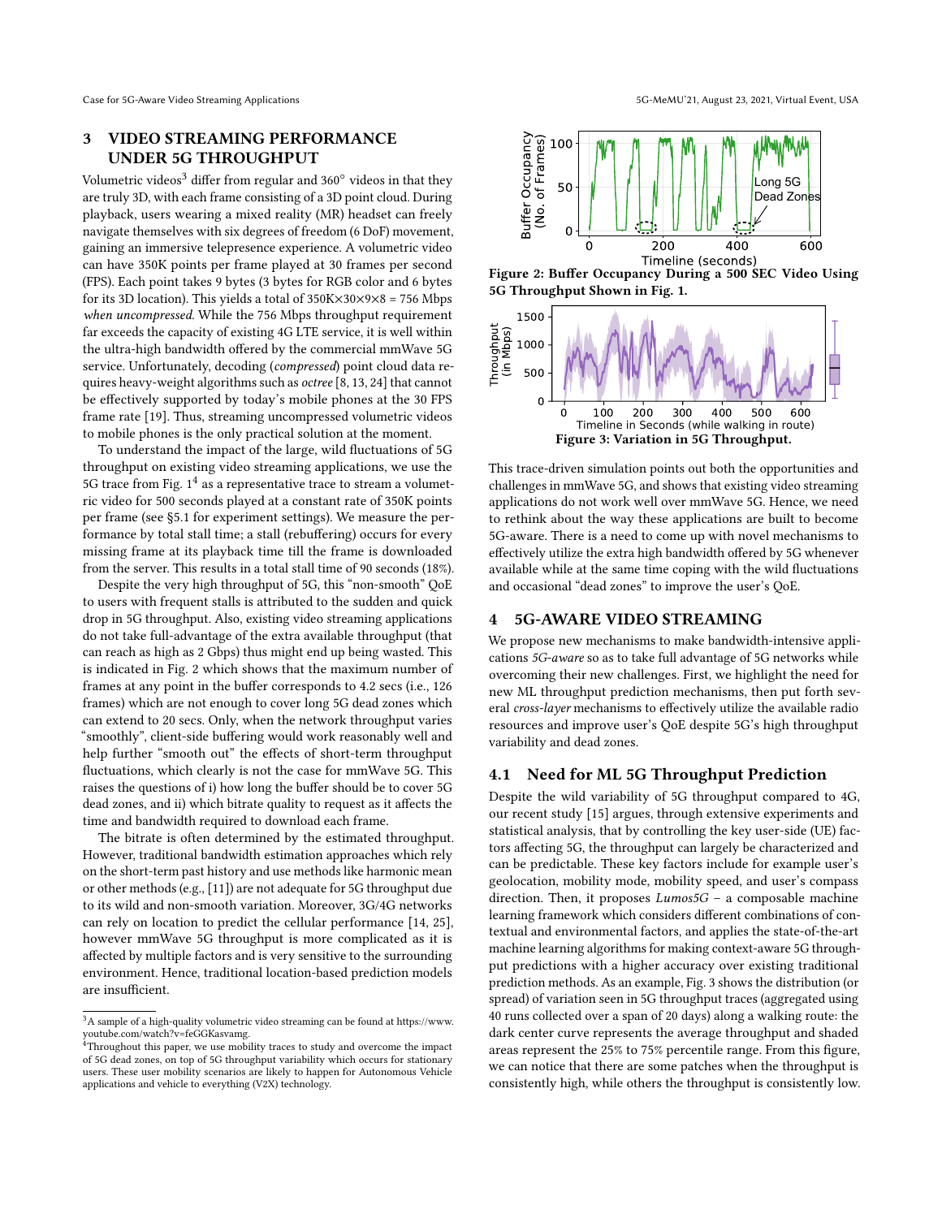## 3 VIDEO STREAMING PERFORMANCE UNDER 5G THROUGHPUT

Volumetric videos[3] differ from regular and 360° videos in that they are truly 3D, with each frame consisting of a 3D point cloud. During playback, users wearing a mixed reality (MR) headset can freely navigate themselves with six degrees of freedom (6 DoF) movement, gaining an immersive telepresence experience. A volumetric video can have 350K points per frame played at 30 frames per second (FPS). Each point takes 9 bytes (3 bytes for RGB color and 6 bytes for its 3D location). This yields a total of 350K×30×9×8 = 756 Mbps *when uncompressed*. While the 756 Mbps throughput requirement far exceeds the capacity of existing 4G LTE service, it is well within the ultra-high bandwidth offered by the commercial mmWave 5G service. Unfortunately, decoding (*compressed*) point cloud data requires heavy-weight algorithms such as *octree* [8, 13, 24] that cannot be effectively supported by today's mobile phones at the 30 FPS frame rate [19]. Thus, streaming uncompressed volumetric videos to mobile phones is the only practical solution at the moment.

To understand the impact of the large, wild fluctuations of 5G throughput on existing video streaming applications, we use the 5G trace from Fig. 1[4] as a representative trace to stream a volumetric video for 500 seconds played at a constant rate of 350K points per frame (see §5.1 for experiment settings). We measure the performance by total stall time; a stall (rebuffering) occurs for every missing frame at its playback time till the frame is downloaded from the server. This results in a total stall time of 90 seconds (18%).

Despite the very high throughput of 5G, this "non-smooth" QoE to users with frequent stalls is attributed to the sudden and quick drop in 5G throughput. Also, existing video streaming applications do not take full-advantage of the extra available throughput (that can reach as high as 2 Gbps) thus might end up being wasted. This is indicated in Fig. 2 which shows that the maximum number of frames at any point in the buffer corresponds to 4.2 secs (i.e., 126 frames) which are not enough to cover long 5G dead zones which can extend to 20 secs. Only, when the network throughput varies "smoothly", client-side buffering would work reasonably well and help further "smooth out" the effects of short-term throughput fluctuations, which clearly is not the case for mmWave 5G. This raises the questions of i) how long the buffer should be to cover 5G dead zones, and ii) which bitrate quality to request as it affects the time and bandwidth required to download each frame.

The bitrate is often determined by the estimated throughput. However, traditional bandwidth estimation approaches which rely on the short-term past history and use methods like harmonic mean or other methods (e.g., [11]) are not adequate for 5G throughput due to its wild and non-smooth variation. Moreover, 3G/4G networks can rely on location to predict the cellular performance [14, 25], however mmWave 5G throughput is more complicated as it is affected by multiple factors and is very sensitive to the surrounding environment. Hence, traditional location-based prediction models are insufficient.

[3] A sample of a high-quality volumetric video streaming can be found at https://www.youtube.com/watch?v=feGGKasvamg.

[4] Throughout this paper, we use mobility traces to study and overcome the impact of 5G dead zones, on top of 5G throughput variability which occurs for stationary users. These user mobility scenarios are likely to happen for Autonomous Vehicle applications and vehicle to everything (V2X) technology.

**Figure 2: Buffer Occupancy During a 500 SEC Video Using 5G Throughput Shown in Fig. 1.**

**Figure 3: Variation in 5G Throughput.**

This trace-driven simulation points out both the opportunities and challenges in mmWave 5G, and shows that existing video streaming applications do not work well over mmWave 5G. Hence, we need to rethink about the way these applications are built to become 5G-aware. There is a need to come up with novel mechanisms to effectively utilize the extra high bandwidth offered by 5G whenever available while at the same time coping with the wild fluctuations and occasional "dead zones" to improve the user's QoE.

## 4 5G-AWARE VIDEO STREAMING

We propose new mechanisms to make bandwidth-intensive applications *5G-aware* so as to take full advantage of 5G networks while overcoming their new challenges. First, we highlight the need for new ML throughput prediction mechanisms, then put forth several *cross-layer* mechanisms to effectively utilize the available radio resources and improve user's QoE despite 5G's high throughput variability and dead zones.

### 4.1 Need for ML 5G Throughput Prediction

Despite the wild variability of 5G throughput compared to 4G, our recent study [15] argues, through extensive experiments and statistical analysis, that by controlling the key user-side (UE) factors affecting 5G, the throughput can largely be characterized and can be predictable. These key factors include for example user's geolocation, mobility mode, mobility speed, and user's compass direction. Then, it proposes *Lumos5G* – a composable machine learning framework which considers different combinations of contextual and environmental factors, and applies the state-of-the-art machine learning algorithms for making context-aware 5G throughput predictions with a higher accuracy over existing traditional prediction methods. As an example, Fig. 3 shows the distribution (or spread) of variation seen in 5G throughput traces (aggregated using 40 runs collected over a span of 20 days) along a walking route: the dark center curve represents the average throughput and shaded areas represent the 25% to 75% percentile range. From this figure, we can notice that there are some patches when the throughput is consistently high, while others the throughput is consistently low.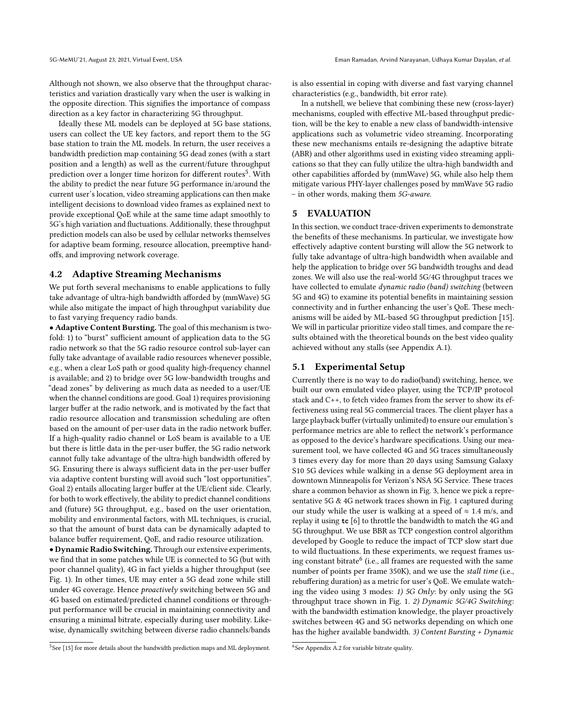Although not shown, we also observe that the throughput characteristics and variation drastically vary when the user is walking in the opposite direction. This signifies the importance of compass direction as a key factor in characterizing 5G throughput.

Ideally these ML models can be deployed at 5G base stations, users can collect the UE key factors, and report them to the 5G base station to train the ML models. In return, the user receives a bandwidth prediction map containing 5G dead zones (with a start position and a length) as well as the current/future throughput prediction over a longer time horizon for different routes[5]. With the ability to predict the near future 5G performance in/around the current user's location, video streaming applications can then make intelligent decisions to download video frames as explained next to provide exceptional QoE while at the same time adapt smoothly to 5G's high variation and fluctuations. Additionally, these throughput prediction models can also be used by cellular networks themselves for adaptive beam forming, resource allocation, preemptive handoffs, and improving network coverage.

## 4.2 Adaptive Streaming Mechanisms

We put forth several mechanisms to enable applications to fully take advantage of ultra-high bandwidth afforded by (mmWave) 5G while also mitigate the impact of high throughput variability due to fast varying frequency radio bands.

- **Adaptive Content Bursting.** The goal of this mechanism is two-fold: 1) to "burst" sufficient amount of application data to the 5G radio network so that the 5G radio resource control sub-layer can fully take advantage of available radio resources whenever possible, e.g., when a clear LoS path or good quality high-frequency channel is available; and 2) to bridge over 5G low-bandwidth troughs and "dead zones" by delivering as much data as needed to a user/UE when the channel conditions are good. Goal 1) requires provisioning larger buffer at the radio network, and is motivated by the fact that radio resource allocation and transmission scheduling are often based on the amount of per-user data in the radio network buffer. If a high-quality radio channel or LoS beam is available to a UE but there is little data in the per-user buffer, the 5G radio network cannot fully take advantage of the ultra-high bandwidth offered by 5G. Ensuring there is always sufficient data in the per-user buffer via adaptive content bursting will avoid such "lost opportunities". Goal 2) entails allocating larger buffer at the UE/client side. Clearly, for both to work effectively, the ability to predict channel conditions and (future) 5G throughput, e.g., based on the user orientation, mobility and environmental factors, with ML techniques, is crucial, so that the amount of burst data can be dynamically adapted to balance buffer requirement, QoE, and radio resource utilization.
- **Dynamic Radio Switching.** Through our extensive experiments, we find that in some patches while UE is connected to 5G (but with poor channel quality), 4G in fact yields a higher throughput (see Fig. 1). In other times, UE may enter a 5G dead zone while still under 4G coverage. Hence *proactively* switching between 5G and 4G based on estimated/predicted channel conditions or throughput performance will be crucial in maintaining connectivity and ensuring a minimal bitrate, especially during user mobility. Likewise, dynamically switching between diverse radio channels/bands is also essential in coping with diverse and fast varying channel characteristics (e.g., bandwidth, bit error rate).

In a nutshell, we believe that combining these new (cross-layer) mechanisms, coupled with effective ML-based throughput prediction, will be the key to enable a new class of bandwidth-intensive applications such as volumetric video streaming. Incorporating these new mechanisms entails re-designing the adaptive bitrate (ABR) and other algorithms used in existing video streaming applications so that they can fully utilize the ultra-high bandwidth and other capabilities afforded by (mmWave) 5G, while also help them mitigate various PHY-layer challenges posed by mmWave 5G radio – in other words, making them *5G-aware*.

# 5 EVALUATION

In this section, we conduct trace-driven experiments to demonstrate the benefits of these mechanisms. In particular, we investigate how effectively adaptive content bursting will allow the 5G network to fully take advantage of ultra-high bandwidth when available and help the application to bridge over 5G bandwidth troughs and dead zones. We will also use the real-world 5G/4G throughput traces we have collected to emulate *dynamic radio (band) switching* (between 5G and 4G) to examine its potential benefits in maintaining session connectivity and in further enhancing the user's QoE. These mechanisms will be aided by ML-based 5G throughput prediction [15]. We will in particular prioritize video stall times, and compare the results obtained with the theoretical bounds on the best video quality achieved without any stalls (see Appendix A.1).

## 5.1 Experimental Setup

Currently there is no way to do radio(band) switching, hence, we built our own emulated video player, using the TCP/IP protocol stack and C++, to fetch video frames from the server to show its effectiveness using real 5G commercial traces. The client player has a large playback buffer (virtually unlimited) to ensure our emulation's performance metrics are able to reflect the network's performance as opposed to the device's hardware specifications. Using our measurement tool, we have collected 4G and 5G traces simultaneously 3 times every day for more than 20 days using Samsung Galaxy S10 5G devices while walking in a dense 5G deployment area in downtown Minneapolis for Verizon's NSA 5G Service. These traces share a common behavior as shown in Fig. 3, hence we pick a representative 5G & 4G network traces shown in Fig. 1 captured during our study while the user is walking at a speed of ≈ 1.4 m/s, and replay it using **tc** [6] to throttle the bandwidth to match the 4G and 5G throughput. We use BBR as TCP congestion control algorithm developed by Google to reduce the impact of TCP slow start due to wild fluctuations. In these experiments, we request frames using constant bitrate[6] (i.e., all frames are requested with the same number of points per frame 350K), and we use the *stall time* (i.e., rebuffering duration) as a metric for user's QoE. We emulate watching the video using 3 modes: *1) 5G Only*: by only using the 5G throughput trace shown in Fig. 1. *2) Dynamic 5G/4G Switching*: with the bandwidth estimation knowledge, the player proactively switches between 4G and 5G networks depending on which one has the higher available bandwidth. *3) Content Bursting + Dynamic*

[5] See [15] for more details about the bandwidth prediction maps and ML deployment.

[6] See Appendix A.2 for variable bitrate quality.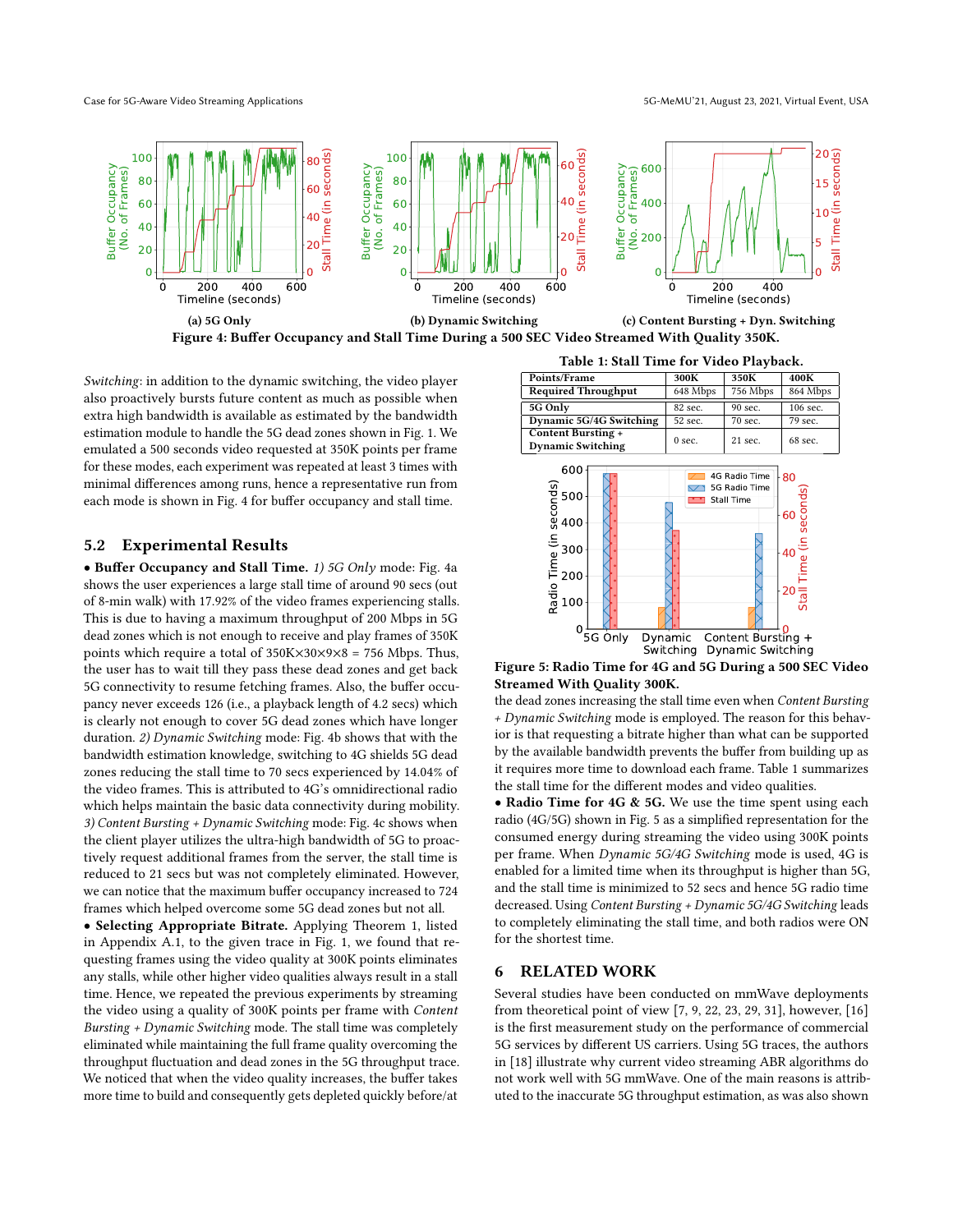Figure 4: Buffer Occupancy and Stall Time During a 500 SEC Video Streamed With Quality 350K.

(a) 5G Only (b) Dynamic Switching (c) Content Bursting + Dyn. Switching

*Switching*: in addition to the dynamic switching, the video player also proactively bursts future content as much as possible when extra high bandwidth is available as estimated by the bandwidth estimation module to handle the 5G dead zones shown in Fig. 1. We emulated a 500 seconds video requested at 350K points per frame for these modes, each experiment was repeated at least 3 times with minimal differences among runs, hence a representative run from each mode is shown in Fig. 4 for buffer occupancy and stall time.

## 5.2 Experimental Results

• **Buffer Occupancy and Stall Time.** *1) 5G Only* mode: Fig. 4a shows the user experiences a large stall time of around 90 secs (out of 8-min walk) with 17.92% of the video frames experiencing stalls. This is due to having a maximum throughput of 200 Mbps in 5G dead zones which is not enough to receive and play frames of 350K points which require a total of 350K×30×9×8 = 756 Mbps. Thus, the user has to wait till they pass these dead zones and get back 5G connectivity to resume fetching frames. Also, the buffer occupancy never exceeds 126 (i.e., a playback length of 4.2 secs) which is clearly not enough to cover 5G dead zones which have longer duration. *2) Dynamic Switching* mode: Fig. 4b shows that with the bandwidth estimation knowledge, switching to 4G shields 5G dead zones reducing the stall time to 70 secs experienced by 14.04% of the video frames. This is attributed to 4G's omnidirectional radio which helps maintain the basic data connectivity during mobility. *3) Content Bursting + Dynamic Switching* mode: Fig. 4c shows when the client player utilizes the ultra-high bandwidth of 5G to proactively request additional frames from the server, the stall time is reduced to 21 secs but was not completely eliminated. However, we can notice that the maximum buffer occupancy increased to 724 frames which helped overcome some 5G dead zones but not all.

• **Selecting Appropriate Bitrate.** Applying Theorem 1, listed in Appendix A.1, to the given trace in Fig. 1, we found that requesting frames using the video quality at 300K points eliminates any stalls, while other higher video qualities always result in a stall time. Hence, we repeated the previous experiments by streaming the video using a quality of 300K points per frame with *Content Bursting + Dynamic Switching* mode. The stall time was completely eliminated while maintaining the full frame quality overcoming the throughput fluctuation and dead zones in the 5G throughput trace. We noticed that when the video quality increases, the buffer takes more time to build and consequently gets depleted quickly before/at the dead zones increasing the stall time even when *Content Bursting + Dynamic Switching* mode is employed. The reason for this behavior is that requesting a bitrate higher than what can be supported by the available bandwidth prevents the buffer from building up as it requires more time to download each frame. Table 1 summarizes the stall time for the different modes and video qualities.

**Table 1: Stall Time for Video Playback.**

| Points/Frame | 300K | 350K | 400K |
|---|---|---|---|
| Required Throughput | 648 Mbps | 756 Mbps | 864 Mbps |
| 5G Only | 82 sec. | 90 sec. | 106 sec. |
| Dynamic 5G/4G Switching | 52 sec. | 70 sec. | 79 sec. |
| Content Bursting + Dynamic Switching | 0 sec. | 21 sec. | 68 sec. |

**Figure 5: Radio Time for 4G and 5G During a 500 SEC Video Streamed With Quality 300K.**

• **Radio Time for 4G & 5G.** We use the time spent using each radio (4G/5G) shown in Fig. 5 as a simplified representation for the consumed energy during streaming the video using 300K points per frame. When *Dynamic 5G/4G Switching* mode is used, 4G is enabled for a limited time when its throughput is higher than 5G, and the stall time is minimized to 52 secs and hence 5G radio time decreased. Using *Content Bursting + Dynamic 5G/4G Switching* leads to completely eliminating the stall time, and both radios were ON for the shortest time.

## 6 RELATED WORK

Several studies have been conducted on mmWave deployments from theoretical point of view [7, 9, 22, 23, 29, 31], however, [16] is the first measurement study on the performance of commercial 5G services by different US carriers. Using 5G traces, the authors in [18] illustrate why current video streaming ABR algorithms do not work well with 5G mmWave. One of the main reasons is attributed to the inaccurate 5G throughput estimation, as was also shown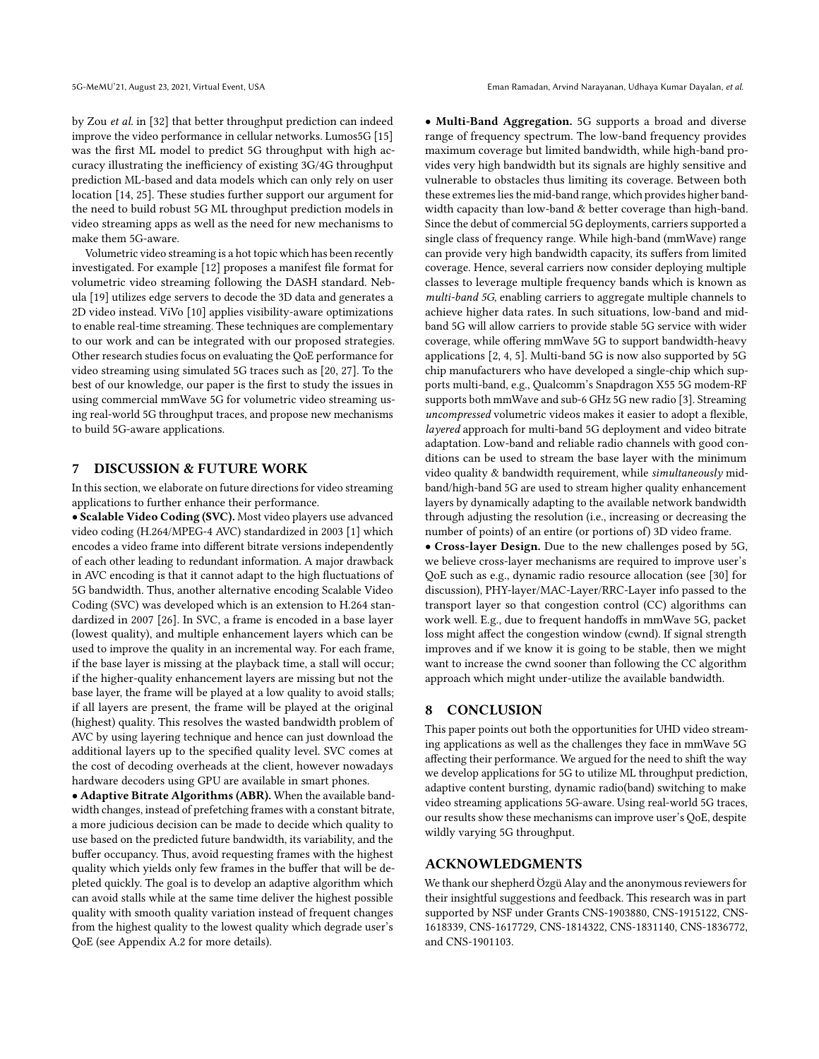by Zou *et al.* in [32] that better throughput prediction can indeed improve the video performance in cellular networks. Lumos5G [15] was the first ML model to predict 5G throughput with high accuracy illustrating the inefficiency of existing 3G/4G throughput prediction ML-based and data models which can only rely on user location [14, 25]. These studies further support our argument for the need to build robust 5G ML throughput prediction models in video streaming apps as well as the need for new mechanisms to make them 5G-aware.

Volumetric video streaming is a hot topic which has been recently investigated. For example [12] proposes a manifest file format for volumetric video streaming following the DASH standard. Nebula [19] utilizes edge servers to decode the 3D data and generates a 2D video instead. ViVo [10] applies visibility-aware optimizations to enable real-time streaming. These techniques are complementary to our work and can be integrated with our proposed strategies. Other research studies focus on evaluating the QoE performance for video streaming using simulated 5G traces such as [20, 27]. To the best of our knowledge, our paper is the first to study the issues in using commercial mmWave 5G for volumetric video streaming using real-world 5G throughput traces, and propose new mechanisms to build 5G-aware applications.

## 7 DISCUSSION & FUTURE WORK

In this section, we elaborate on future directions for video streaming applications to further enhance their performance.

• **Scalable Video Coding (SVC).** Most video players use advanced video coding (H.264/MPEG-4 AVC) standardized in 2003 [1] which encodes a video frame into different bitrate versions independently of each other leading to redundant information. A major drawback in AVC encoding is that it cannot adapt to the high fluctuations of 5G bandwidth. Thus, another alternative encoding Scalable Video Coding (SVC) was developed which is an extension to H.264 standardized in 2007 [26]. In SVC, a frame is encoded in a base layer (lowest quality), and multiple enhancement layers which can be used to improve the quality in an incremental way. For each frame, if the base layer is missing at the playback time, a stall will occur; if the higher-quality enhancement layers are missing but not the base layer, the frame will be played at a low quality to avoid stalls; if all layers are present, the frame will be played at the original (highest) quality. This resolves the wasted bandwidth problem of AVC by using layering technique and hence can just download the additional layers up to the specified quality level. SVC comes at the cost of decoding overheads at the client, however nowadays hardware decoders using GPU are available in smart phones.

• **Adaptive Bitrate Algorithms (ABR).** When the available bandwidth changes, instead of prefetching frames with a constant bitrate, a more judicious decision can be made to decide which quality to use based on the predicted future bandwidth, its variability, and the buffer occupancy. Thus, avoid requesting frames with the highest quality which yields only few frames in the buffer that will be depleted quickly. The goal is to develop an adaptive algorithm which can avoid stalls while at the same time deliver the highest possible quality with smooth quality variation instead of frequent changes from the highest quality to the lowest quality which degrade user's QoE (see Appendix A.2 for more details).

• **Multi-Band Aggregation.** 5G supports a broad and diverse range of frequency spectrum. The low-band frequency provides maximum coverage but limited bandwidth, while high-band provides very high bandwidth but its signals are highly sensitive and vulnerable to obstacles thus limiting its coverage. Between both these extremes lies the mid-band range, which provides higher bandwidth capacity than low-band & better coverage than high-band. Since the debut of commercial 5G deployments, carriers supported a single class of frequency range. While high-band (mmWave) range can provide very high bandwidth capacity, its suffers from limited coverage. Hence, several carriers now consider deploying multiple classes to leverage multiple frequency bands which is known as *multi-band 5G*, enabling carriers to aggregate multiple channels to achieve higher data rates. In such situations, low-band and mid-band 5G will allow carriers to provide stable 5G service with wider coverage, while offering mmWave 5G to support bandwidth-heavy applications [2, 4, 5]. Multi-band 5G is now also supported by 5G chip manufacturers who have developed a single-chip which supports multi-band, e.g., Qualcomm's Snapdragon X55 5G modem-RF supports both mmWave and sub-6 GHz 5G new radio [3]. Streaming *uncompressed* volumetric videos makes it easier to adopt a flexible, *layered* approach for multi-band 5G deployment and video bitrate adaptation. Low-band and reliable radio channels with good conditions can be used to stream the base layer with the minimum video quality & bandwidth requirement, while *simultaneously* mid-band/high-band 5G are used to stream higher quality enhancement layers by dynamically adapting to the available network bandwidth through adjusting the resolution (i.e., increasing or decreasing the number of points) of an entire (or portions of) 3D video frame.

• **Cross-layer Design.** Due to the new challenges posed by 5G, we believe cross-layer mechanisms are required to improve user's QoE such as e.g., dynamic radio resource allocation (see [30] for discussion), PHY-layer/MAC-Layer/RRC-Layer info passed to the transport layer so that congestion control (CC) algorithms can work well. E.g., due to frequent handoffs in mmWave 5G, packet loss might affect the congestion window (cwnd). If signal strength improves and if we know it is going to be stable, then we might want to increase the cwnd sooner than following the CC algorithm approach which might under-utilize the available bandwidth.

## 8 CONCLUSION

This paper points out both the opportunities for UHD video streaming applications as well as the challenges they face in mmWave 5G affecting their performance. We argued for the need to shift the way we develop applications for 5G to utilize ML throughput prediction, adaptive content bursting, dynamic radio(band) switching to make video streaming applications 5G-aware. Using real-world 5G traces, our results show these mechanisms can improve user's QoE, despite wildly varying 5G throughput.

## ACKNOWLEDGMENTS

We thank our shepherd Özgü Alay and the anonymous reviewers for their insightful suggestions and feedback. This research was in part supported by NSF under Grants CNS-1903880, CNS-1915122, CNS-1618339, CNS-1617729, CNS-1814322, CNS-1831140, CNS-1836772, and CNS-1901103.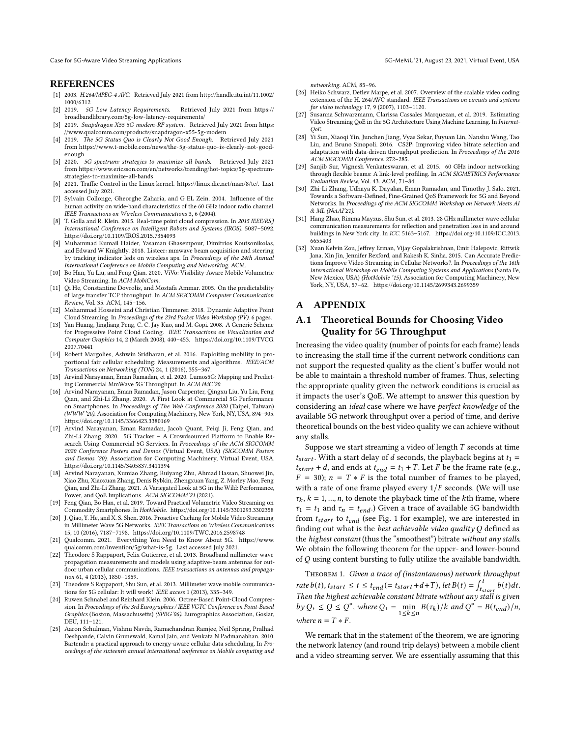## REFERENCES

[1] 2003. *H.264/MPEG-4 AVC.* Retrieved July 2021 from http://handle.itu.int/11.1002/1000/6312

[2] 2019. *5G Low Latency Requirements.* Retrieved July 2021 from https://broadbandlibrary.com/5g-low-latency-requirements/

[3] 2019. *Snapdragon X55 5G modem-RF system.* Retrieved July 2021 from https://www.qualcomm.com/products/snapdragon-x55-5g-modem

[4] 2019. *The 5G Status Quo is Clearly Not Good Enough.* Retrieved July 2021 from https://www.t-mobile.com/news/the-5g-status-quo-is-clearly-not-good-enough

[5] 2020. *5G spectrum: strategies to maximize all bands.* Retrieved July 2021 from https://www.ericsson.com/en/networks/trending/hot-topics/5g-spectrum-strategies-to-maximize-all-bands

[6] 2021. Traffic Control in the Linux kernel. https://linux.die.net/man/8/tc/. Last accessed July 2021.

[7] Sylvain Collonge, Gheorghe Zaharia, and G EL Zein. 2004. Influence of the human activity on wide-band characteristics of the 60 GHz indoor radio channel. *IEEE Transactions on Wireless Communications* 3, 6 (2004).

[8] T. Golla and R. Klein. 2015. Real-time point cloud compression. In *2015 IEEE/RSJ International Conference on Intelligent Robots and Systems (IROS).* 5087–5092. https://doi.org/10.1109/IROS.2015.7354093

[9] Muhammad Kumail Haider, Yasaman Ghasempour, Dimitrios Koutsonikolas, and Edward W Knightly. 2018. Listeer: mmwave beam acquisition and steering by tracking indicator leds on wireless aps. In *Proceedings of the 24th Annual International Conference on Mobile Computing and Networking.* ACM.

[10] Bo Han, Yu Liu, and Feng Qian. 2020. ViVo: Visibility-Aware Mobile Volumetric Video Streaming. In *ACM MobiCom.*

[11] Qi He, Constantine Dovrolis, and Mostafa Ammar. 2005. On the predictability of large transfer TCP throughput. In *ACM SIGCOMM Computer Communication Review*, Vol. 35. ACM, 145–156.

[12] Mohammad Hosseini and Christian Timmerer. 2018. Dynamic Adaptive Point Cloud Streaming. In *Proceedings of the 23rd Packet Video Workshop (PV).* 6 pages.

[13] Yan Huang, Jingliang Peng, C. C. Jay Kuo, and M. Gopi. 2008. A Generic Scheme for Progressive Point Cloud Coding. *IEEE Transactions on Visualization and Computer Graphics* 14, 2 (March 2008), 440–453. https://doi.org/10.1109/TVCG.2007.70441

[14] Robert Margolies, Ashwin Sridharan, et al. 2016. Exploiting mobility in proportional fair cellular scheduling: Measurements and algorithms. *IEEE/ACM Transactions on Networking (TON)* 24, 1 (2016), 355–367.

[15] Arvind Narayanan, Eman Ramadan, et al. 2020. Lumos5G: Mapping and Predicting Commercial MmWave 5G Throughput. In *ACM IMC'20.*

[16] Arvind Narayanan, Eman Ramadan, Jason Carpenter, Qingxu Liu, Yu Liu, Feng Qian, and Zhi-Li Zhang. 2020. A First Look at Commercial 5G Performance on Smartphones. In *Proceedings of The Web Conference 2020* (Taipei, Taiwan) *(WWW '20).* Association for Computing Machinery, New York, NY, USA, 894–905. https://doi.org/10.1145/3366423.3380169

[17] Arvind Narayanan, Eman Ramadan, Jacob Quant, Peiqi Ji, Feng Qian, and Zhi-Li Zhang. 2020. 5G Tracker – A Crowdsourced Platform to Enable Research Using Commercial 5G Services. In *Proceedings of the ACM SIGCOMM 2020 Conference Posters and Demos* (Virtual Event, USA) *(SIGCOMM Posters and Demos '20).* Association for Computing Machinery, Virtual Event, USA. https://doi.org/10.1145/3405837.3411394

[18] Arvind Narayanan, Xumiao Zhang, Ruiyang Zhu, Ahmad Hassan, Shuowei Jin, Xiao Zhu, Xiaoxuan Zhang, Denis Rybkin, Zhengxuan Yang, Z. Morley Mao, Feng Qian, and Zhi-Li Zhang. 2021. A Variegated Look at 5G in the Wild: Performance, Power, and QoE Implications. *ACM SIGCOMM'21* (2021).

[19] Feng Qian, Bo Han, et al. 2019. Toward Practical Volumetric Video Streaming on Commodity Smartphones. In *HotMobile.* https://doi.org/10.1145/3301293.3302358

[20] J. Qiao, Y. He, and X. S. Shen. 2016. Proactive Caching for Mobile Video Streaming in Millimeter Wave 5G Networks. *IEEE Transactions on Wireless Communications* 15, 10 (2016), 7187–7198. https://doi.org/10.1109/TWC.2016.2598748

[21] Qualcomm. 2021. Everything You Need to Know About 5G. https://www.qualcomm.com/invention/5g/what-is-5g. Last accessed July 2021.

[22] Theodore S Rappaport, Felix Gutierrez, et al. 2013. Broadband millimeter-wave propagation measurements and models using adaptive-beam antennas for outdoor urban cellular communications. *IEEE transactions on antennas and propagation* 61, 4 (2013), 1850–1859.

[23] Theodore S Rappaport, Shu Sun, et al. 2013. Millimeter wave mobile communications for 5G cellular: It will work! *IEEE access* 1 (2013), 335–349.

[24] Ruwen Schnabel and Reinhard Klein. 2006. Octree-Based Point-Cloud Compression. In *Proceedings of the 3rd Eurographics / IEEE VGTC Conference on Point-Based Graphics* (Boston, Massachusetts) *(SPBG'06).* Eurographics Association, Goslar, DEU, 111–121.

[25] Aaron Schulman, Vishnu Navda, Ramachandran Ramjee, Neil Spring, Pralhad Deshpande, Calvin Grunewald, Kamal Jain, and Venkata N Padmanabhan. 2010. Bartendr: a practical approach to energy-aware cellular data scheduling. In *Proceedings of the sixteenth annual international conference on Mobile computing and networking.* ACM, 85–96.

[26] Heiko Schwarz, Detlev Marpe, et al. 2007. Overview of the scalable video coding extension of the H. 264/AVC standard. *IEEE Transactions on circuits and systems for video technology* 17, 9 (2007), 1103–1120.

[27] Susanna Schwarzmann, Clarissa Cassales Marquezan, et al. 2019. Estimating Video Streaming QoE in the 5G Architecture Using Machine Learning. In *Internet-QoE.*

[28] Yi Sun, Xiaoqi Yin, Junchen Jiang, Vyas Sekar, Fuyuan Lin, Nanshu Wang, Tao Liu, and Bruno Sinopoli. 2016. CS2P: Improving video bitrate selection and adaptation with data-driven throughput prediction. In *Proceedings of the 2016 ACM SIGCOMM Conference.* 272–285.

[29] Sanjib Sur, Vignesh Venkateswaran, et al. 2015. 60 GHz indoor networking through flexible beams: A link-level profiling. In *ACM SIGMETRICS Performance Evaluation Review*, Vol. 43. ACM, 71–84.

[30] Zhi-Li Zhang, Udhaya K. Dayalan, Eman Ramadan, and Timothy J. Salo. 2021. Towards a Software-Defined, Fine-Grained QoS Framework for 5G and Beyond Networks. In *Proceedings of the ACM SIGCOMM Workshop on Network Meets AI & ML (NetAI'21).*

[31] Hang Zhao, Rimma Mayzus, Shu Sun, et al. 2013. 28 GHz millimeter wave cellular communication measurements for reflection and penetration loss in and around buildings in New York city. In *ICC.* 5163–5167. https://doi.org/10.1109/ICC.2013.6655403

[32] Xuan Kelvin Zou, Jeffrey Erman, Vijay Gopalakrishnan, Emir Halepovic, Rittwik Jana, Xin Jin, Jennifer Rexford, and Rakesh K. Sinha. 2015. Can Accurate Predictions Improve Video Streaming in Cellular Networks?. In *Proceedings of the 16th International Workshop on Mobile Computing Systems and Applications* (Santa Fe, New Mexico, USA) *(HotMobile '15).* Association for Computing Machinery, New York, NY, USA, 57–62. https://doi.org/10.1145/2699343.2699359

## A APPENDIX

### A.1 Theoretical Bounds for Choosing Video Quality for 5G Throughput

Increasing the video quality (number of points for each frame) leads to increasing the stall time if the current network conditions can not support the requested quality as the client's buffer would not be able to maintain a threshold number of frames. Thus, selecting the appropriate quality given the network conditions is crucial as it impacts the user's QoE. We attempt to answer this question by considering an *ideal* case where we have *perfect knowledge* of the available 5G network throughput over a period of time, and derive theoretical bounds on the best video quality we can achieve without any stalls.

Suppose we start streaming a video of length $T$ seconds at time $t_{start}$. With a start delay of $d$ seconds, the playback begins at $t_1 = t_{start} + d$, and ends at $t_{end} = t_1 + T$. Let $F$ be the frame rate (e.g., $F = 30$); $n = T * F$ is the total number of frames to be played, with a rate of one frame played every $1/F$ seconds. (We will use $\tau_k$, $k = 1, ..., n$, to denote the playback time of the $k$th frame, where $\tau_1 = t_1$ and $\tau_n = t_{end}$.) Given a trace of available 5G bandwidth from $t_{start}$ to $t_{end}$ (see Fig. 1 for example), we are interested in finding out what is the *best achievable video quality* $Q$ defined as the *highest constant* (thus the "smoothest") bitrate *without any stalls*. We obtain the following theorem for the upper- and lower-bound of $Q$ using content bursting to fully utilize the available bandwidth.

Theorem 1. *Given a trace of (instantaneous) network throughput rate $b(t)$, $t_{start} \le t \le t_{end} (= t_{start} + d + T)$, let $B(t) = \int_{t_{start}}^{t} b(t)dt$. Then the highest achievable constant bitrate without any stall is given by $Q_* \le Q \le Q^*$, where $Q_* = \min_{1 \le k \le n} B(\tau_k)/k$ and $Q^* = B(t_{end})/n$, where $n = T * F$.*

We remark that in the statement of the theorem, we are ignoring the network latency (and round trip delays) between a mobile client and a video streaming server. We are essentially assuming that this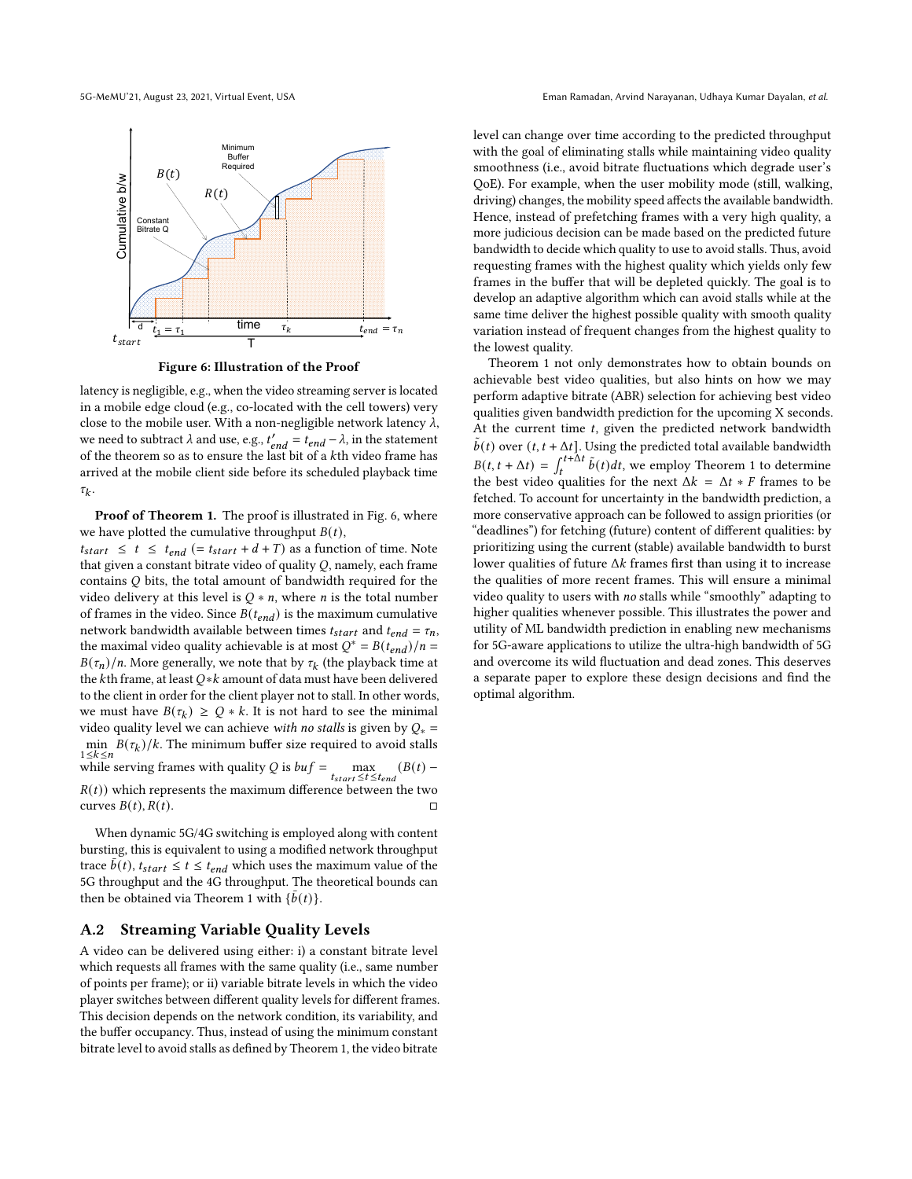Minimum Buffer Required

$B(t)$

$R(t)$

Cumulative b/w

Constant Bitrate Q

d

$t_1 = \tau_1$

time

$\tau_k$

$t_{end} = \tau_n$

$t_{start}$

T

**Figure 6: Illustration of the Proof**

latency is negligible, e.g., when the video streaming server is located in a mobile edge cloud (e.g., co-located with the cell towers) very close to the mobile user. With a non-negligible network latency $\lambda$, we need to subtract $\lambda$ and use, e.g., $t'_{end} = t_{end} - \lambda$, in the statement of the theorem so as to ensure the last bit of a $k$th video frame has arrived at the mobile client side before its scheduled playback time $\tau_k$.

**Proof of Theorem 1.** The proof is illustrated in Fig. 6, where we have plotted the cumulative throughput $B(t)$, $t_{start} \leq t \leq t_{end}$ $(= t_{start} + d + T)$ as a function of time. Note that given a constant bitrate video of quality $Q$, namely, each frame contains $Q$ bits, the total amount of bandwidth required for the video delivery at this level is $Q * n$, where $n$ is the total number of frames in the video. Since $B(t_{end})$ is the maximum cumulative network bandwidth available between times $t_{start}$ and $t_{end} = \tau_n$, the maximal video quality achievable is at most $Q^* = B(t_{end})/n = B(\tau_n)/n$. More generally, we note that by $\tau_k$ (the playback time at the $k$th frame, at least $Q * k$ amount of data must have been delivered to the client in order for the client player not to stall. In other words, we must have $B(\tau_k) \geq Q * k$. It is not hard to see the minimal video quality level we can achieve *with no stalls* is given by $Q_* = \min_{1 \leq k \leq n} B(\tau_k)/k$. The minimum buffer size required to avoid stalls while serving frames with quality $Q$ is $buf = \max_{t_{start} \leq t \leq t_{end}} (B(t) - R(t))$ which represents the maximum difference between the two curves $B(t), R(t)$. □

When dynamic 5G/4G switching is employed along with content bursting, this is equivalent to using a modified network throughput trace $\tilde{b}(t)$, $t_{start} \leq t \leq t_{end}$ which uses the maximum value of the 5G throughput and the 4G throughput. The theoretical bounds can then be obtained via Theorem 1 with $\{\tilde{b}(t)\}$.

## A.2 Streaming Variable Quality Levels

A video can be delivered using either: i) a constant bitrate level which requests all frames with the same quality (i.e., same number of points per frame); or ii) variable bitrate levels in which the video player switches between different quality levels for different frames. This decision depends on the network condition, its variability, and the buffer occupancy. Thus, instead of using the minimum constant bitrate level to avoid stalls as defined by Theorem 1, the video bitrate level can change over time according to the predicted throughput with the goal of eliminating stalls while maintaining video quality smoothness (i.e., avoid bitrate fluctuations which degrade user's QoE). For example, when the user mobility mode (still, walking, driving) changes, the mobility speed affects the available bandwidth. Hence, instead of prefetching frames with a very high quality, a more judicious decision can be made based on the predicted future bandwidth to decide which quality to use to avoid stalls. Thus, avoid requesting frames with the highest quality which yields only few frames in the buffer that will be depleted quickly. The goal is to develop an adaptive algorithm which can avoid stalls while at the same time deliver the highest possible quality with smooth quality variation instead of frequent changes from the highest quality to the lowest quality.

Theorem 1 not only demonstrates how to obtain bounds on achievable best video qualities, but also hints on how we may perform adaptive bitrate (ABR) selection for achieving best video qualities given bandwidth prediction for the upcoming X seconds. At the current time $t$, given the predicted network bandwidth $\tilde{b}(t)$ over $(t, t + \Delta t]$. Using the predicted total available bandwidth $B(t, t + \Delta t) = \int_t^{t+\Delta t} \tilde{b}(t)dt$, we employ Theorem 1 to determine the best video qualities for the next $\Delta k = \Delta t * F$ frames to be fetched. To account for uncertainty in the bandwidth prediction, a more conservative approach can be followed to assign priorities (or "deadlines") for fetching (future) content of different qualities: by prioritizing using the current (stable) available bandwidth to burst lower qualities of future $\Delta k$ frames first than using it to increase the qualities of more recent frames. This will ensure a minimal video quality to users with *no* stalls while "smoothly" adapting to higher qualities whenever possible. This illustrates the power and utility of ML bandwidth prediction in enabling new mechanisms for 5G-aware applications to utilize the ultra-high bandwidth of 5G and overcome its wild fluctuation and dead zones. This deserves a separate paper to explore these design decisions and find the optimal algorithm.